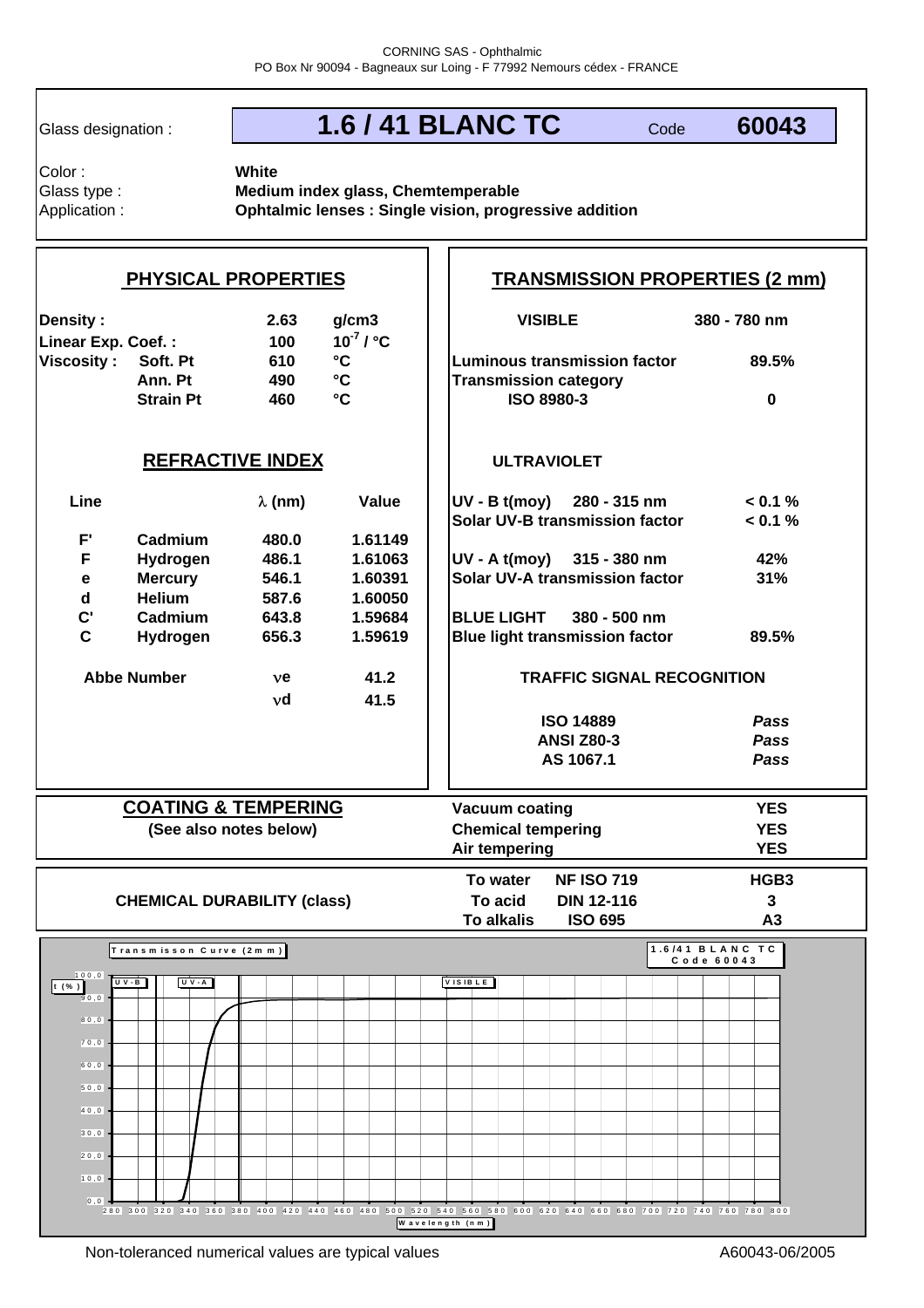CORNING SAS - Ophthalmic
PO Box Nr 90094 - Bagneaux sur Loing - F 77992 Nemours cédex - FRANCE

Glass designation : **1.6 / 41 BLANC TC** Code **60043**

Color : **White**
Glass type : **Medium index glass, Chemtemperable**
Application : **Ophtalmic lenses : Single vision, progressive addition**

## PHYSICAL PROPERTIES

| | | | |
|---|---|---|---|
| **Density :** | | **2.63** | **g/cm3** |
| **Linear Exp. Coef. :** | | **100** | $10^{-7}$ **/ °C** |
| **Viscosity :** | **Soft. Pt** | **610** | **°C** |
| | **Ann. Pt** | **490** | **°C** |
| | **Strain Pt** | **460** | **°C** |

## REFRACTIVE INDEX

| Line | | λ (nm) | Value |
|---|---|---|---|
| **F'** | **Cadmium** | **480.0** | **1.61149** |
| **F** | **Hydrogen** | **486.1** | **1.61063** |
| **e** | **Mercury** | **546.1** | **1.60391** |
| **d** | **Helium** | **587.6** | **1.60050** |
| **C'** | **Cadmium** | **643.8** | **1.59684** |
| **C** | **Hydrogen** | **656.3** | **1.59619** |

| | | |
|---|---|---|
| **Abbe Number** | $\nu$**e** | **41.2** |
| | $\nu$**d** | **41.5** |

## TRANSMISSION PROPERTIES (2 mm)

| | |
|---|---|
| **VISIBLE** | **380 - 780 nm** |
| **Luminous transmission factor** | **89.5%** |
| **Transmission category ISO 8980-3** | **0** |
| **ULTRAVIOLET** | |
| **UV - B t(moy) 280 - 315 nm** | **< 0.1 %** |
| **Solar UV-B transmission factor** | **< 0.1 %** |
| **UV - A t(moy) 315 - 380 nm** | **42%** |
| **Solar UV-A transmission factor** | **31%** |
| **BLUE LIGHT 380 - 500 nm** | |
| **Blue light transmission factor** | **89.5%** |

**TRAFFIC SIGNAL RECOGNITION**

| | |
|---|---|
| **ISO 14889** | ***Pass*** |
| **ANSI Z80-3** | ***Pass*** |
| **AS 1067.1** | ***Pass*** |

## COATING & TEMPERING
**(See also notes below)**

| | |
|---|---|
| **Vacuum coating** | **YES** |
| **Chemical tempering** | **YES** |
| **Air tempering** | **YES** |

## CHEMICAL DURABILITY (class)

| | | |
|---|---|---|
| **To water** | **NF ISO 719** | **HGB3** |
| **To acid** | **DIN 12-116** | **3** |
| **To alkalis** | **ISO 695** | **A3** |

**Transmisson Curve (2mm)** — **1.6/41 BLANC TC Code 60043**

t (%) axis: 0,0 – 100,0; Wavelength (nm) axis: 280 – 800; regions: UV-B, UV-A, VISIBLE

Non-toleranced numerical values are typical values

A60043-06/2005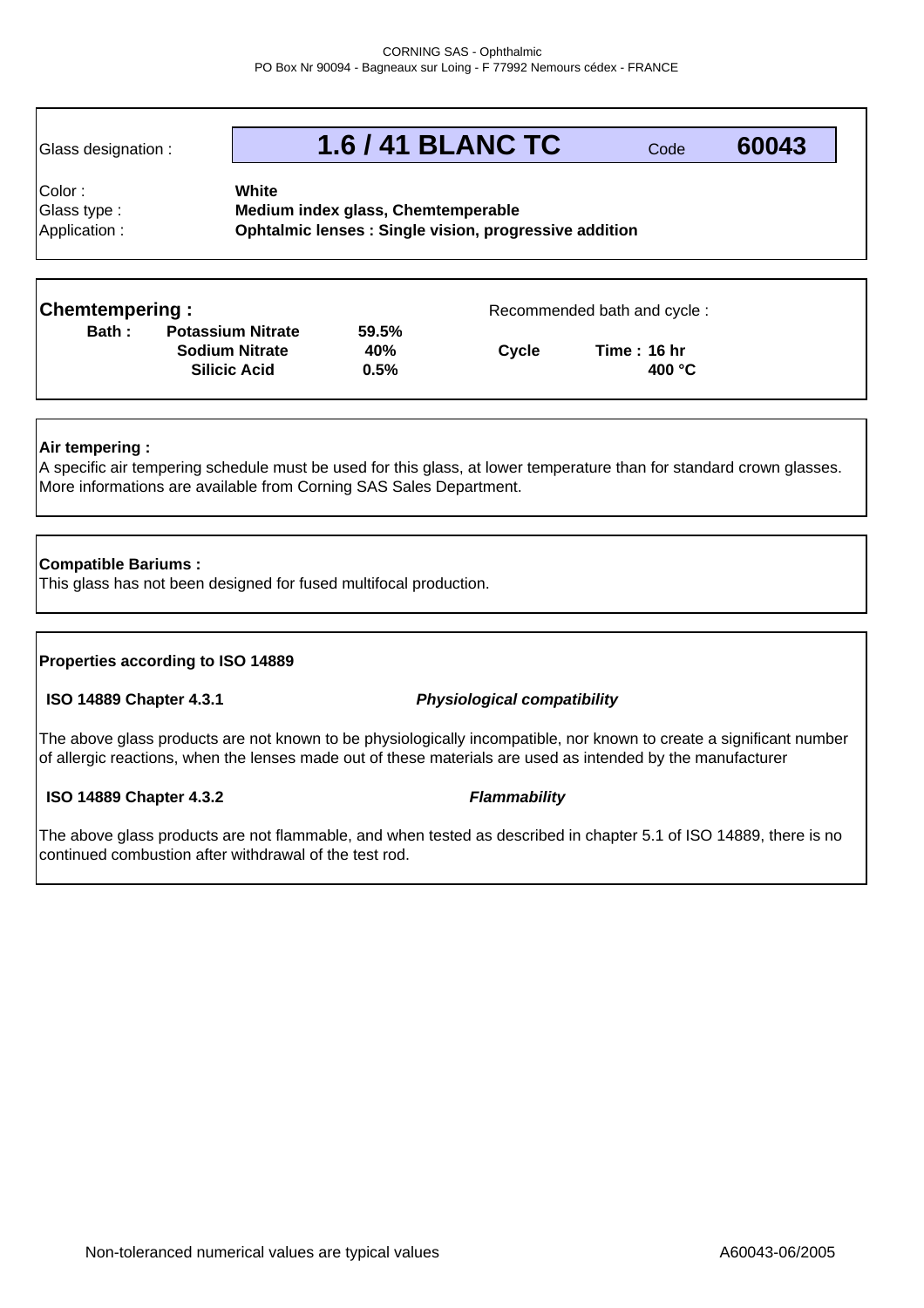Glass designation : **1.6 / 41 BLANC TC** Code **60043**

| | |
|---|---|
| Color : | **White** |
| Glass type : | **Medium index glass, Chemtemperable** |
| Application : | **Ophtalmic lenses : Single vision, progressive addition** |

## Chemtempering :

Recommended bath and cycle :

| | | | | |
|---|---|---|---|---|
| **Bath :** | **Potassium Nitrate** | **59.5%** | | |
| | **Sodium Nitrate** | **40%** | **Cycle** | **Time : 16 hr** |
| | **Silicic Acid** | **0.5%** | | **400 °C** |

**Air tempering :**
A specific air tempering schedule must be used for this glass, at lower temperature than for standard crown glasses. More informations are available from Corning SAS Sales Department.

**Compatible Bariums :**
This glass has not been designed for fused multifocal production.

**Properties according to ISO 14889**

**ISO 14889 Chapter 4.3.1** ***Physiological compatibility***

The above glass products are not known to be physiologically incompatible, nor known to create a significant number of allergic reactions, when the lenses made out of these materials are used as intended by the manufacturer

**ISO 14889 Chapter 4.3.2** ***Flammability***

The above glass products are not flammable, and when tested as described in chapter 5.1 of ISO 14889, there is no continued combustion after withdrawal of the test rod.

Non-toleranced numerical values are typical values

A60043-06/2005